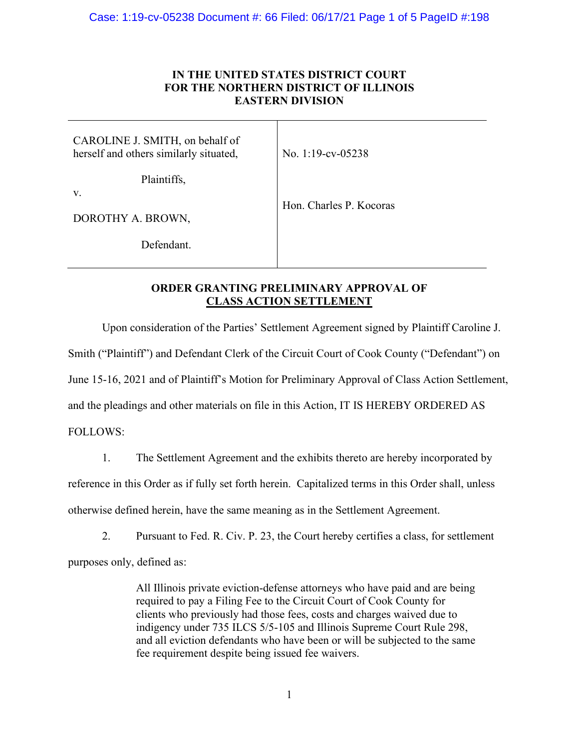**IN THE UNITED STATES DISTRICT COURT**
**FOR THE NORTHERN DISTRICT OF ILLINOIS**
**EASTERN DIVISION**

| | |
|---|---|
| CAROLINE J. SMITH, on behalf of herself and others similarly situated,<br><br>Plaintiffs,<br><br>v.<br><br>DOROTHY A. BROWN,<br><br>Defendant. | No. 1:19-cv-05238<br><br>Hon. Charles P. Kocoras |

**ORDER GRANTING PRELIMINARY APPROVAL OF CLASS ACTION SETTLEMENT**

Upon consideration of the Parties' Settlement Agreement signed by Plaintiff Caroline J. Smith ("Plaintiff") and Defendant Clerk of the Circuit Court of Cook County ("Defendant") on June 15-16, 2021 and of Plaintiff's Motion for Preliminary Approval of Class Action Settlement, and the pleadings and other materials on file in this Action, IT IS HEREBY ORDERED AS FOLLOWS:

1. The Settlement Agreement and the exhibits thereto are hereby incorporated by reference in this Order as if fully set forth herein. Capitalized terms in this Order shall, unless otherwise defined herein, have the same meaning as in the Settlement Agreement.

2. Pursuant to Fed. R. Civ. P. 23, the Court hereby certifies a class, for settlement purposes only, defined as:

> All Illinois private eviction-defense attorneys who have paid and are being required to pay a Filing Fee to the Circuit Court of Cook County for clients who previously had those fees, costs and charges waived due to indigency under 735 ILCS 5/5-105 and Illinois Supreme Court Rule 298, and all eviction defendants who have been or will be subjected to the same fee requirement despite being issued fee waivers.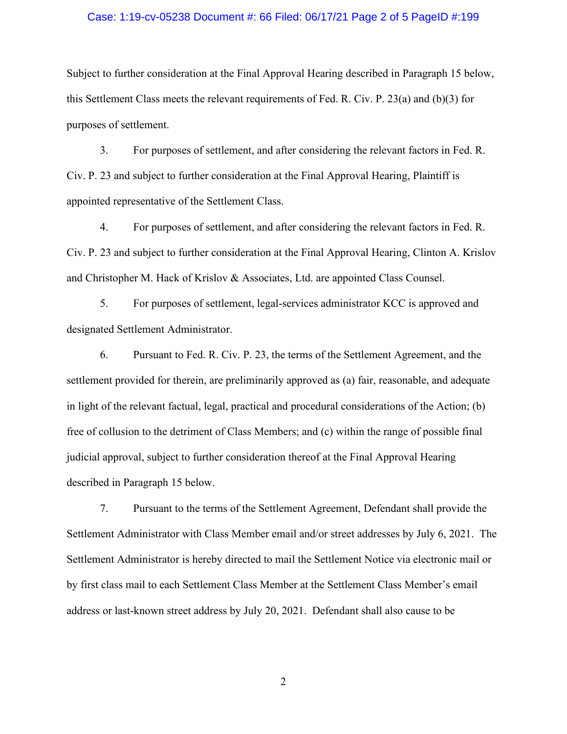Subject to further consideration at the Final Approval Hearing described in Paragraph 15 below, this Settlement Class meets the relevant requirements of Fed. R. Civ. P. 23(a) and (b)(3) for purposes of settlement.

3. For purposes of settlement, and after considering the relevant factors in Fed. R. Civ. P. 23 and subject to further consideration at the Final Approval Hearing, Plaintiff is appointed representative of the Settlement Class.

4. For purposes of settlement, and after considering the relevant factors in Fed. R. Civ. P. 23 and subject to further consideration at the Final Approval Hearing, Clinton A. Krislov and Christopher M. Hack of Krislov & Associates, Ltd. are appointed Class Counsel.

5. For purposes of settlement, legal-services administrator KCC is approved and designated Settlement Administrator.

6. Pursuant to Fed. R. Civ. P. 23, the terms of the Settlement Agreement, and the settlement provided for therein, are preliminarily approved as (a) fair, reasonable, and adequate in light of the relevant factual, legal, practical and procedural considerations of the Action; (b) free of collusion to the detriment of Class Members; and (c) within the range of possible final judicial approval, subject to further consideration thereof at the Final Approval Hearing described in Paragraph 15 below.

7. Pursuant to the terms of the Settlement Agreement, Defendant shall provide the Settlement Administrator with Class Member email and/or street addresses by July 6, 2021. The Settlement Administrator is hereby directed to mail the Settlement Notice via electronic mail or by first class mail to each Settlement Class Member at the Settlement Class Member's email address or last-known street address by July 20, 2021. Defendant shall also cause to be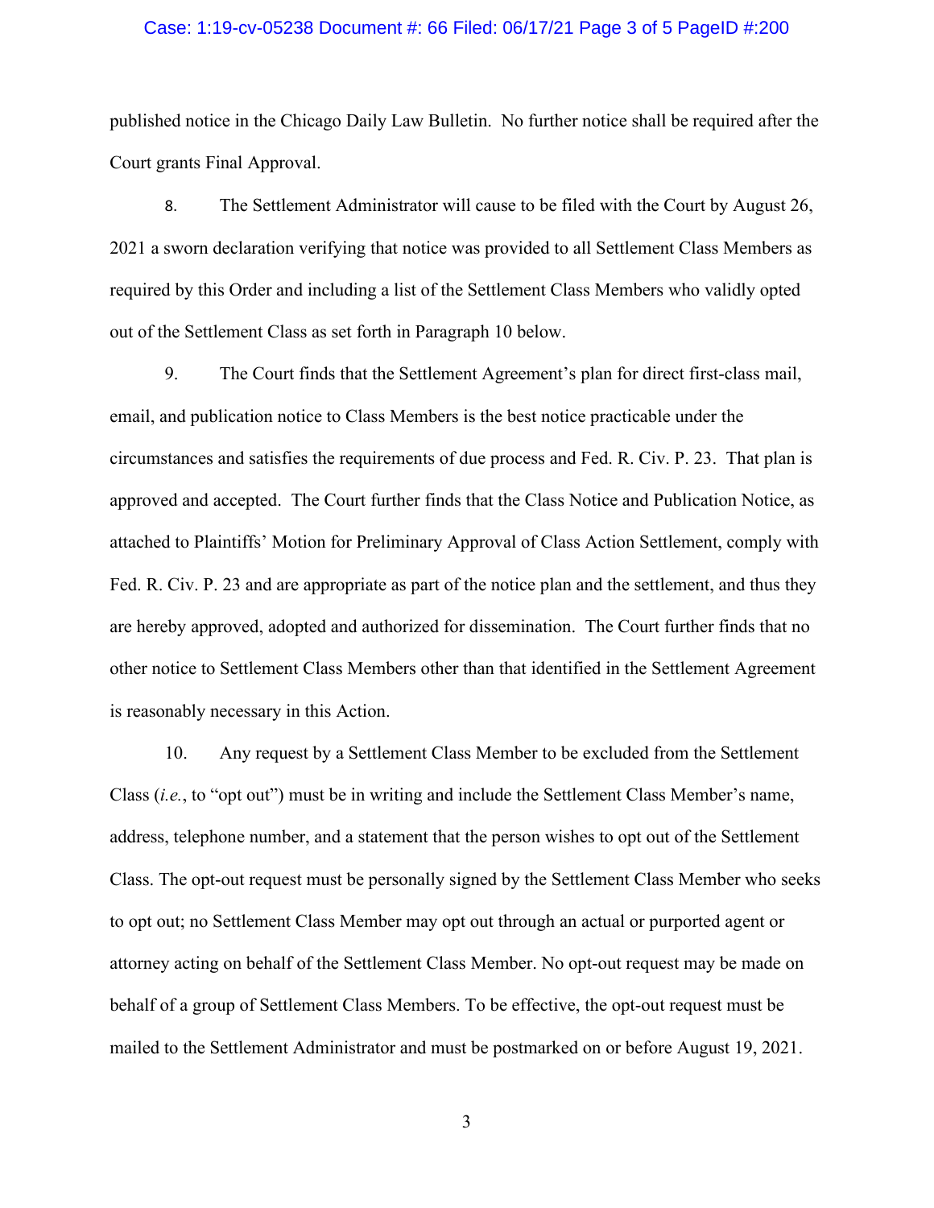published notice in the Chicago Daily Law Bulletin. No further notice shall be required after the Court grants Final Approval.

8. The Settlement Administrator will cause to be filed with the Court by August 26, 2021 a sworn declaration verifying that notice was provided to all Settlement Class Members as required by this Order and including a list of the Settlement Class Members who validly opted out of the Settlement Class as set forth in Paragraph 10 below.

9. The Court finds that the Settlement Agreement's plan for direct first-class mail, email, and publication notice to Class Members is the best notice practicable under the circumstances and satisfies the requirements of due process and Fed. R. Civ. P. 23. That plan is approved and accepted. The Court further finds that the Class Notice and Publication Notice, as attached to Plaintiffs' Motion for Preliminary Approval of Class Action Settlement, comply with Fed. R. Civ. P. 23 and are appropriate as part of the notice plan and the settlement, and thus they are hereby approved, adopted and authorized for dissemination. The Court further finds that no other notice to Settlement Class Members other than that identified in the Settlement Agreement is reasonably necessary in this Action.

10. Any request by a Settlement Class Member to be excluded from the Settlement Class (*i.e.*, to "opt out") must be in writing and include the Settlement Class Member's name, address, telephone number, and a statement that the person wishes to opt out of the Settlement Class. The opt-out request must be personally signed by the Settlement Class Member who seeks to opt out; no Settlement Class Member may opt out through an actual or purported agent or attorney acting on behalf of the Settlement Class Member. No opt-out request may be made on behalf of a group of Settlement Class Members. To be effective, the opt-out request must be mailed to the Settlement Administrator and must be postmarked on or before August 19, 2021.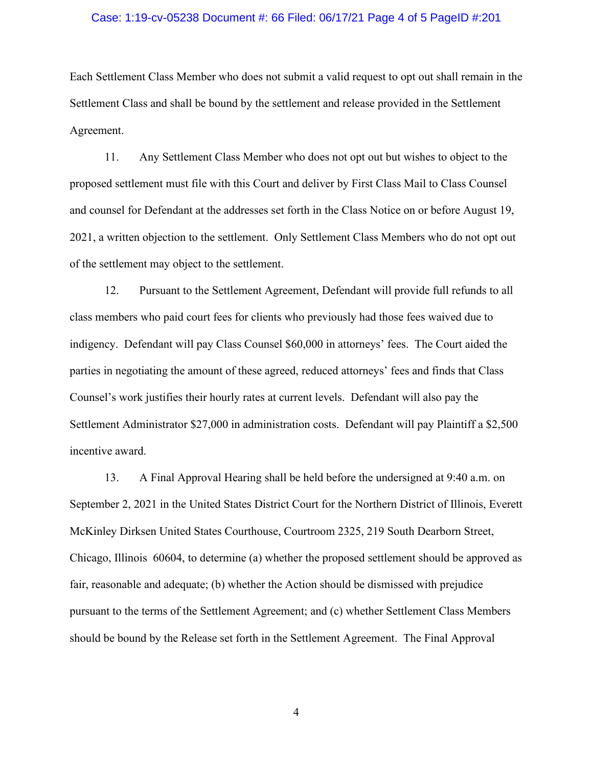Each Settlement Class Member who does not submit a valid request to opt out shall remain in the Settlement Class and shall be bound by the settlement and release provided in the Settlement Agreement.

11. Any Settlement Class Member who does not opt out but wishes to object to the proposed settlement must file with this Court and deliver by First Class Mail to Class Counsel and counsel for Defendant at the addresses set forth in the Class Notice on or before August 19, 2021, a written objection to the settlement. Only Settlement Class Members who do not opt out of the settlement may object to the settlement.

12. Pursuant to the Settlement Agreement, Defendant will provide full refunds to all class members who paid court fees for clients who previously had those fees waived due to indigency. Defendant will pay Class Counsel $60,000 in attorneys' fees. The Court aided the parties in negotiating the amount of these agreed, reduced attorneys' fees and finds that Class Counsel's work justifies their hourly rates at current levels. Defendant will also pay the Settlement Administrator $27,000 in administration costs. Defendant will pay Plaintiff a $2,500 incentive award.

13. A Final Approval Hearing shall be held before the undersigned at 9:40 a.m. on September 2, 2021 in the United States District Court for the Northern District of Illinois, Everett McKinley Dirksen United States Courthouse, Courtroom 2325, 219 South Dearborn Street, Chicago, Illinois 60604, to determine (a) whether the proposed settlement should be approved as fair, reasonable and adequate; (b) whether the Action should be dismissed with prejudice pursuant to the terms of the Settlement Agreement; and (c) whether Settlement Class Members should be bound by the Release set forth in the Settlement Agreement. The Final Approval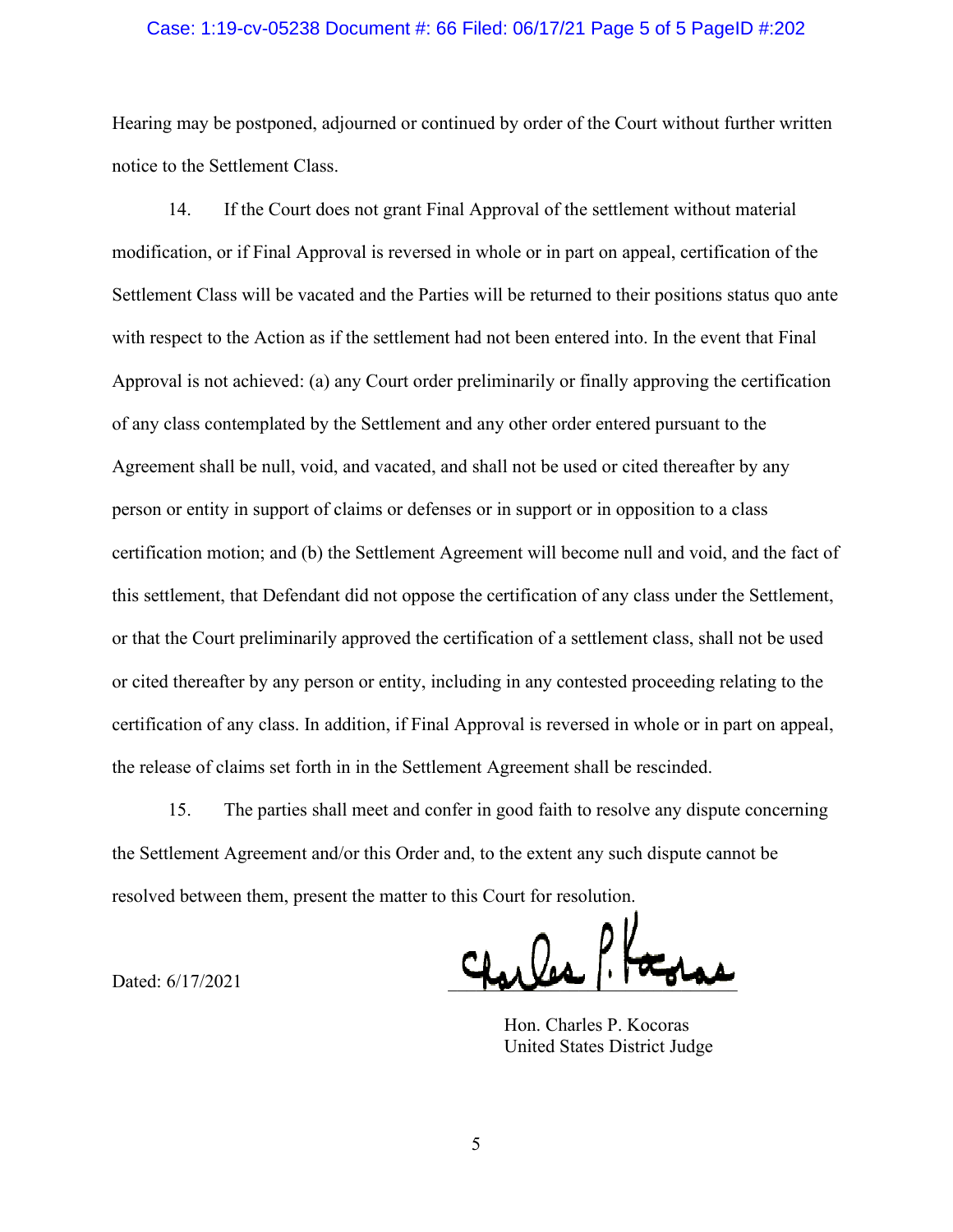Hearing may be postponed, adjourned or continued by order of the Court without further written notice to the Settlement Class.

14. If the Court does not grant Final Approval of the settlement without material modification, or if Final Approval is reversed in whole or in part on appeal, certification of the Settlement Class will be vacated and the Parties will be returned to their positions status quo ante with respect to the Action as if the settlement had not been entered into. In the event that Final Approval is not achieved: (a) any Court order preliminarily or finally approving the certification of any class contemplated by the Settlement and any other order entered pursuant to the Agreement shall be null, void, and vacated, and shall not be used or cited thereafter by any person or entity in support of claims or defenses or in support or in opposition to a class certification motion; and (b) the Settlement Agreement will become null and void, and the fact of this settlement, that Defendant did not oppose the certification of any class under the Settlement, or that the Court preliminarily approved the certification of a settlement class, shall not be used or cited thereafter by any person or entity, including in any contested proceeding relating to the certification of any class. In addition, if Final Approval is reversed in whole or in part on appeal, the release of claims set forth in in the Settlement Agreement shall be rescinded.

15. The parties shall meet and confer in good faith to resolve any dispute concerning the Settlement Agreement and/or this Order and, to the extent any such dispute cannot be resolved between them, present the matter to this Court for resolution.

Dated: 6/17/2021

Charles P. Kocoras

Hon. Charles P. Kocoras
United States District Judge